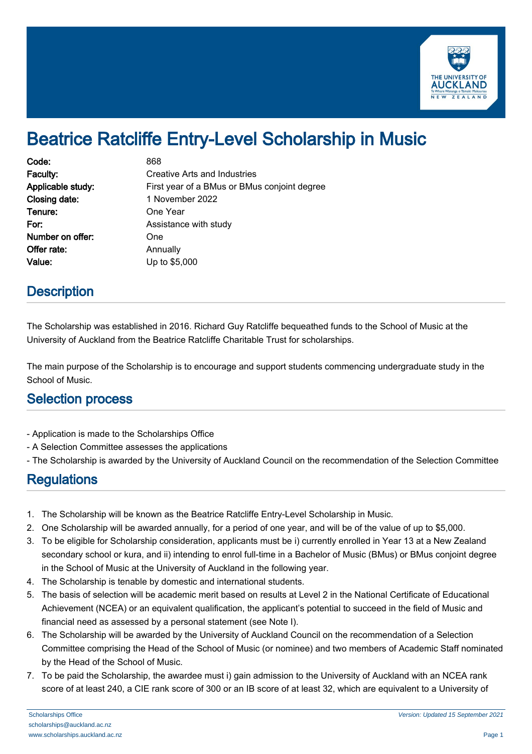# Beatrice Ratcliffe Entry-Level Scholarship in Music

| | |
|---|---|
| **Code:** | 868 |
| **Faculty:** | Creative Arts and Industries |
| **Applicable study:** | First year of a BMus or BMus conjoint degree |
| **Closing date:** | 1 November 2022 |
| **Tenure:** | One Year |
| **For:** | Assistance with study |
| **Number on offer:** | One |
| **Offer rate:** | Annually |
| **Value:** | Up to $5,000 |

## Description

The Scholarship was established in 2016. Richard Guy Ratcliffe bequeathed funds to the School of Music at the University of Auckland from the Beatrice Ratcliffe Charitable Trust for scholarships.

The main purpose of the Scholarship is to encourage and support students commencing undergraduate study in the School of Music.

## Selection process

- Application is made to the Scholarships Office
- A Selection Committee assesses the applications
- The Scholarship is awarded by the University of Auckland Council on the recommendation of the Selection Committee

## Regulations

1. The Scholarship will be known as the Beatrice Ratcliffe Entry-Level Scholarship in Music.
2. One Scholarship will be awarded annually, for a period of one year, and will be of the value of up to $5,000.
3. To be eligible for Scholarship consideration, applicants must be i) currently enrolled in Year 13 at a New Zealand secondary school or kura, and ii) intending to enrol full-time in a Bachelor of Music (BMus) or BMus conjoint degree in the School of Music at the University of Auckland in the following year.
4. The Scholarship is tenable by domestic and international students.
5. The basis of selection will be academic merit based on results at Level 2 in the National Certificate of Educational Achievement (NCEA) or an equivalent qualification, the applicant's potential to succeed in the field of Music and financial need as assessed by a personal statement (see Note I).
6. The Scholarship will be awarded by the University of Auckland Council on the recommendation of a Selection Committee comprising the Head of the School of Music (or nominee) and two members of Academic Staff nominated by the Head of the School of Music.
7. To be paid the Scholarship, the awardee must i) gain admission to the University of Auckland with an NCEA rank score of at least 240, a CIE rank score of 300 or an IB score of at least 32, which are equivalent to a University of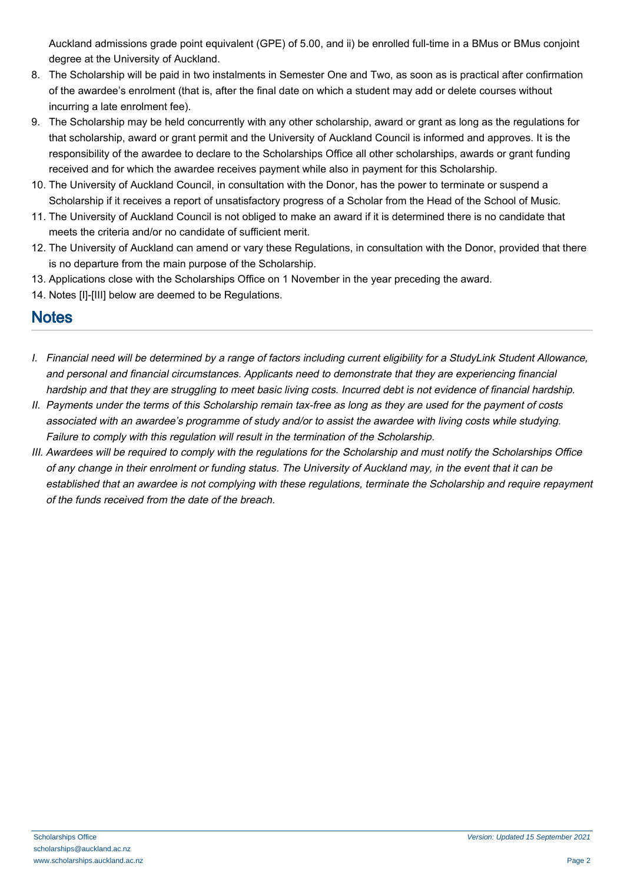Auckland admissions grade point equivalent (GPE) of 5.00, and ii) be enrolled full-time in a BMus or BMus conjoint degree at the University of Auckland.

8. The Scholarship will be paid in two instalments in Semester One and Two, as soon as is practical after confirmation of the awardee's enrolment (that is, after the final date on which a student may add or delete courses without incurring a late enrolment fee).
9. The Scholarship may be held concurrently with any other scholarship, award or grant as long as the regulations for that scholarship, award or grant permit and the University of Auckland Council is informed and approves. It is the responsibility of the awardee to declare to the Scholarships Office all other scholarships, awards or grant funding received and for which the awardee receives payment while also in payment for this Scholarship.
10. The University of Auckland Council, in consultation with the Donor, has the power to terminate or suspend a Scholarship if it receives a report of unsatisfactory progress of a Scholar from the Head of the School of Music.
11. The University of Auckland Council is not obliged to make an award if it is determined there is no candidate that meets the criteria and/or no candidate of sufficient merit.
12. The University of Auckland can amend or vary these Regulations, in consultation with the Donor, provided that there is no departure from the main purpose of the Scholarship.
13. Applications close with the Scholarships Office on 1 November in the year preceding the award.
14. Notes [I]-[III] below are deemed to be Regulations.

## Notes

*I. Financial need will be determined by a range of factors including current eligibility for a StudyLink Student Allowance, and personal and financial circumstances. Applicants need to demonstrate that they are experiencing financial hardship and that they are struggling to meet basic living costs. Incurred debt is not evidence of financial hardship.*

*II. Payments under the terms of this Scholarship remain tax-free as long as they are used for the payment of costs associated with an awardee's programme of study and/or to assist the awardee with living costs while studying. Failure to comply with this regulation will result in the termination of the Scholarship.*

*III. Awardees will be required to comply with the regulations for the Scholarship and must notify the Scholarships Office of any change in their enrolment or funding status. The University of Auckland may, in the event that it can be established that an awardee is not complying with these regulations, terminate the Scholarship and require repayment of the funds received from the date of the breach.*